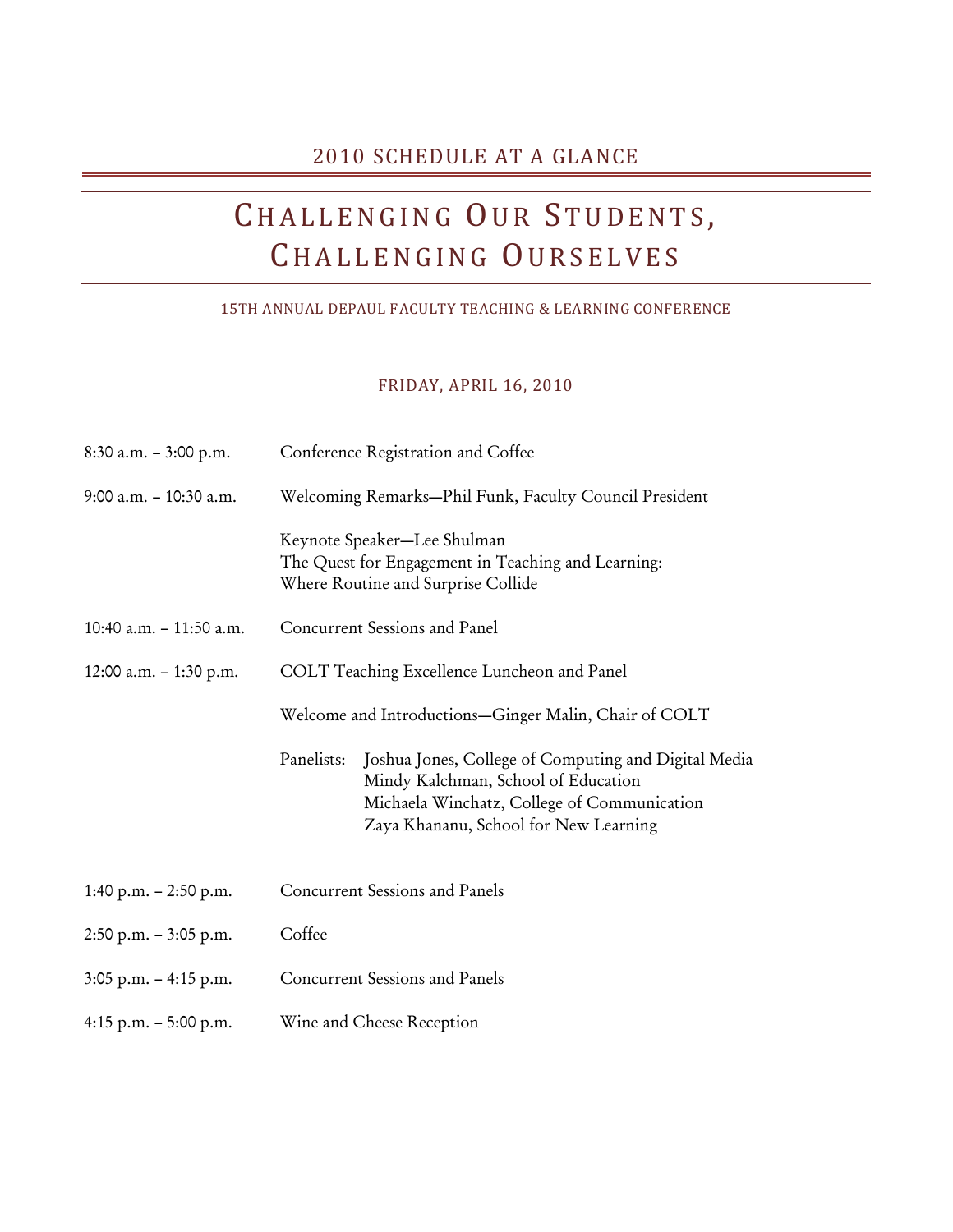## 2010 SCHEDULE AT A GLANCE

# CHALLENGING OUR STUDENTS, CHALLENGING OURSELVES

### 15TH ANNUAL DEPAUL FACULTY TEACHING & LEARNING CONFERENCE

#### FRIDAY, APRIL 16, 2010

| | |
|---|---|
| 8:30 a.m. – 3:00 p.m. | Conference Registration and Coffee |
| 9:00 a.m. – 10:30 a.m. | Welcoming Remarks—Phil Funk, Faculty Council President<br><br>Keynote Speaker—Lee Shulman<br>The Quest for Engagement in Teaching and Learning:<br>Where Routine and Surprise Collide |
| 10:40 a.m. – 11:50 a.m. | Concurrent Sessions and Panel |
| 12:00 a.m. – 1:30 p.m. | COLT Teaching Excellence Luncheon and Panel<br><br>Welcome and Introductions—Ginger Malin, Chair of COLT<br><br>Panelists: Joshua Jones, College of Computing and Digital Media<br>Mindy Kalchman, School of Education<br>Michaela Winchatz, College of Communication<br>Zaya Khananu, School for New Learning |
| 1:40 p.m. – 2:50 p.m. | Concurrent Sessions and Panels |
| 2:50 p.m. – 3:05 p.m. | Coffee |
| 3:05 p.m. – 4:15 p.m. | Concurrent Sessions and Panels |
| 4:15 p.m. – 5:00 p.m. | Wine and Cheese Reception |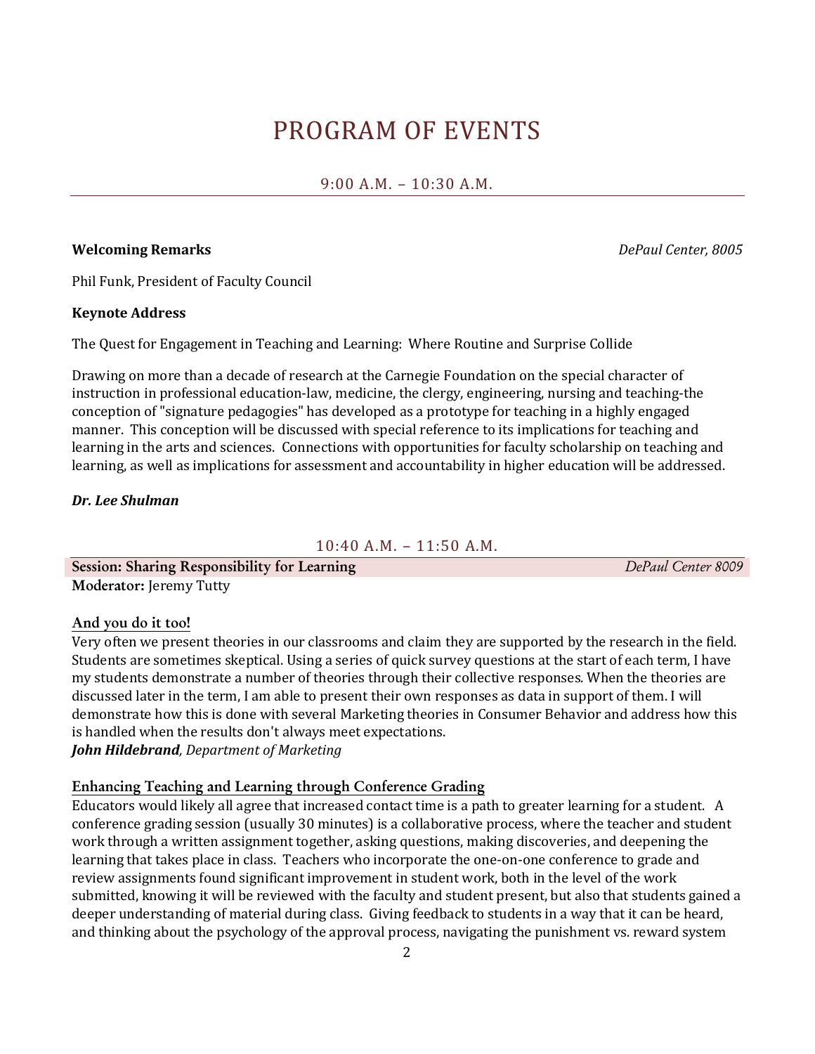# PROGRAM OF EVENTS

## 9:00 A.M. – 10:30 A.M.

**Welcoming Remarks** *DePaul Center, 8005*

Phil Funk, President of Faculty Council

**Keynote Address**

The Quest for Engagement in Teaching and Learning: Where Routine and Surprise Collide

Drawing on more than a decade of research at the Carnegie Foundation on the special character of instruction in professional education-law, medicine, the clergy, engineering, nursing and teaching-the conception of "signature pedagogies" has developed as a prototype for teaching in a highly engaged manner. This conception will be discussed with special reference to its implications for teaching and learning in the arts and sciences. Connections with opportunities for faculty scholarship on teaching and learning, as well as implications for assessment and accountability in higher education will be addressed.

***Dr. Lee Shulman***

## 10:40 A.M. – 11:50 A.M.

**Session: Sharing Responsibility for Learning** *DePaul Center 8009*

**Moderator:** Jeremy Tutty

**And you do it too!**

Very often we present theories in our classrooms and claim they are supported by the research in the field. Students are sometimes skeptical. Using a series of quick survey questions at the start of each term, I have my students demonstrate a number of theories through their collective responses. When the theories are discussed later in the term, I am able to present their own responses as data in support of them. I will demonstrate how this is done with several Marketing theories in Consumer Behavior and address how this is handled when the results don't always meet expectations.

***John Hildebrand**, Department of Marketing*

**Enhancing Teaching and Learning through Conference Grading**

Educators would likely all agree that increased contact time is a path to greater learning for a student. A conference grading session (usually 30 minutes) is a collaborative process, where the teacher and student work through a written assignment together, asking questions, making discoveries, and deepening the learning that takes place in class. Teachers who incorporate the one-on-one conference to grade and review assignments found significant improvement in student work, both in the level of the work submitted, knowing it will be reviewed with the faculty and student present, but also that students gained a deeper understanding of material during class. Giving feedback to students in a way that it can be heard, and thinking about the psychology of the approval process, navigating the punishment vs. reward system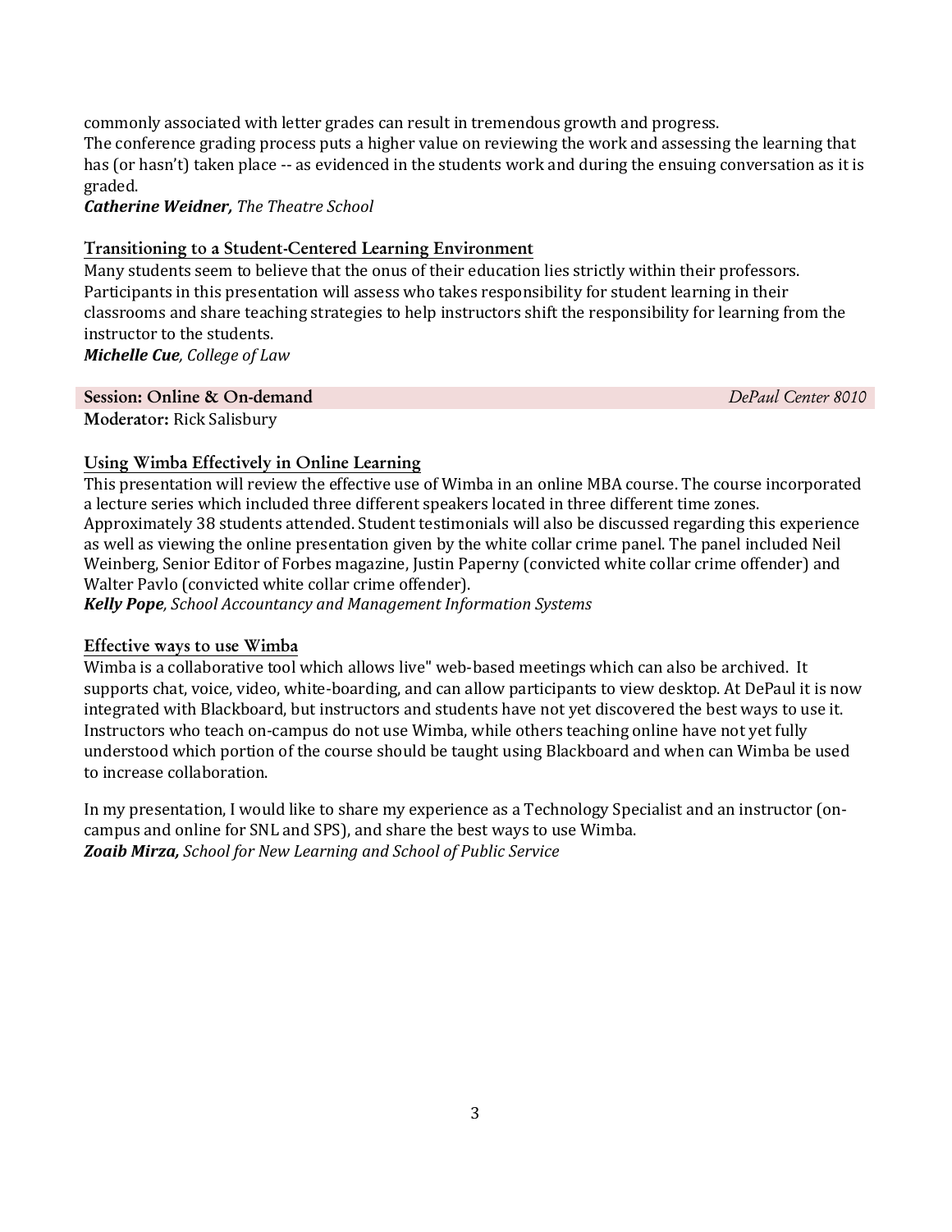commonly associated with letter grades can result in tremendous growth and progress.
The conference grading process puts a higher value on reviewing the work and assessing the learning that has (or hasn't) taken place -- as evidenced in the students work and during the ensuing conversation as it is graded.
***Catherine Weidner,*** *The Theatre School*

### Transitioning to a Student-Centered Learning Environment

Many students seem to believe that the onus of their education lies strictly within their professors. Participants in this presentation will assess who takes responsibility for student learning in their classrooms and share teaching strategies to help instructors shift the responsibility for learning from the instructor to the students.
***Michelle Cue****, College of Law*

## Session: Online & On-demand — *DePaul Center 8010*

**Moderator:** Rick Salisbury

### Using Wimba Effectively in Online Learning

This presentation will review the effective use of Wimba in an online MBA course. The course incorporated a lecture series which included three different speakers located in three different time zones. Approximately 38 students attended. Student testimonials will also be discussed regarding this experience as well as viewing the online presentation given by the white collar crime panel. The panel included Neil Weinberg, Senior Editor of Forbes magazine, Justin Paperny (convicted white collar crime offender) and Walter Pavlo (convicted white collar crime offender).
***Kelly Pope****, School Accountancy and Management Information Systems*

### Effective ways to use Wimba

Wimba is a collaborative tool which allows live" web-based meetings which can also be archived. It supports chat, voice, video, white-boarding, and can allow participants to view desktop. At DePaul it is now integrated with Blackboard, but instructors and students have not yet discovered the best ways to use it. Instructors who teach on-campus do not use Wimba, while others teaching online have not yet fully understood which portion of the course should be taught using Blackboard and when can Wimba be used to increase collaboration.

In my presentation, I would like to share my experience as a Technology Specialist and an instructor (on-campus and online for SNL and SPS), and share the best ways to use Wimba.
***Zoaib Mirza,*** *School for New Learning and School of Public Service*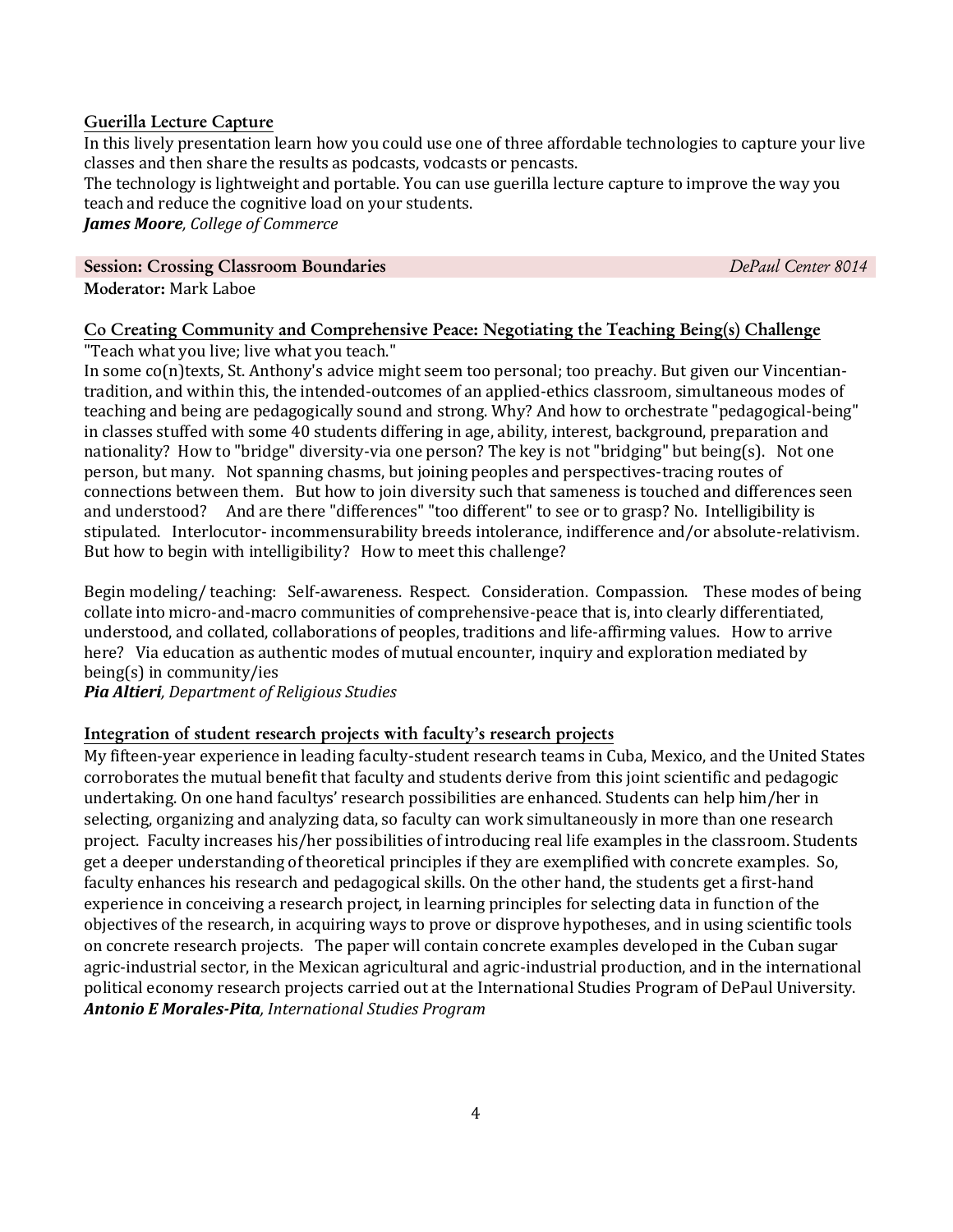### Guerilla Lecture Capture

In this lively presentation learn how you could use one of three affordable technologies to capture your live classes and then share the results as podcasts, vodcasts or pencasts.
The technology is lightweight and portable. You can use guerilla lecture capture to improve the way you teach and reduce the cognitive load on your students.
***James Moore**, College of Commerce*

## Session: Crossing Classroom Boundaries — *DePaul Center 8014*

**Moderator:** Mark Laboe

### Co Creating Community and Comprehensive Peace: Negotiating the Teaching Being(s) Challenge

"Teach what you live; live what you teach."
In some co(n)texts, St. Anthony's advice might seem too personal; too preachy. But given our Vincentian-tradition, and within this, the intended-outcomes of an applied-ethics classroom, simultaneous modes of teaching and being are pedagogically sound and strong. Why? And how to orchestrate "pedagogical-being" in classes stuffed with some 40 students differing in age, ability, interest, background, preparation and nationality? How to "bridge" diversity-via one person? The key is not "bridging" but being(s). Not one person, but many. Not spanning chasms, but joining peoples and perspectives-tracing routes of connections between them. But how to join diversity such that sameness is touched and differences seen and understood? And are there "differences" "too different" to see or to grasp? No. Intelligibility is stipulated. Interlocutor- incommensurability breeds intolerance, indifference and/or absolute-relativism. But how to begin with intelligibility? How to meet this challenge?

Begin modeling/ teaching: Self-awareness. Respect. Consideration. Compassion. These modes of being collate into micro-and-macro communities of comprehensive-peace that is, into clearly differentiated, understood, and collated, collaborations of peoples, traditions and life-affirming values. How to arrive here? Via education as authentic modes of mutual encounter, inquiry and exploration mediated by being(s) in community/ies
***Pia Altieri**, Department of Religious Studies*

### Integration of student research projects with faculty's research projects

My fifteen-year experience in leading faculty-student research teams in Cuba, Mexico, and the United States corroborates the mutual benefit that faculty and students derive from this joint scientific and pedagogic undertaking. On one hand facultys' research possibilities are enhanced. Students can help him/her in selecting, organizing and analyzing data, so faculty can work simultaneously in more than one research project. Faculty increases his/her possibilities of introducing real life examples in the classroom. Students get a deeper understanding of theoretical principles if they are exemplified with concrete examples. So, faculty enhances his research and pedagogical skills. On the other hand, the students get a first-hand experience in conceiving a research project, in learning principles for selecting data in function of the objectives of the research, in acquiring ways to prove or disprove hypotheses, and in using scientific tools on concrete research projects. The paper will contain concrete examples developed in the Cuban sugar agric-industrial sector, in the Mexican agricultural and agric-industrial production, and in the international political economy research projects carried out at the International Studies Program of DePaul University.
***Antonio E Morales-Pita**, International Studies Program*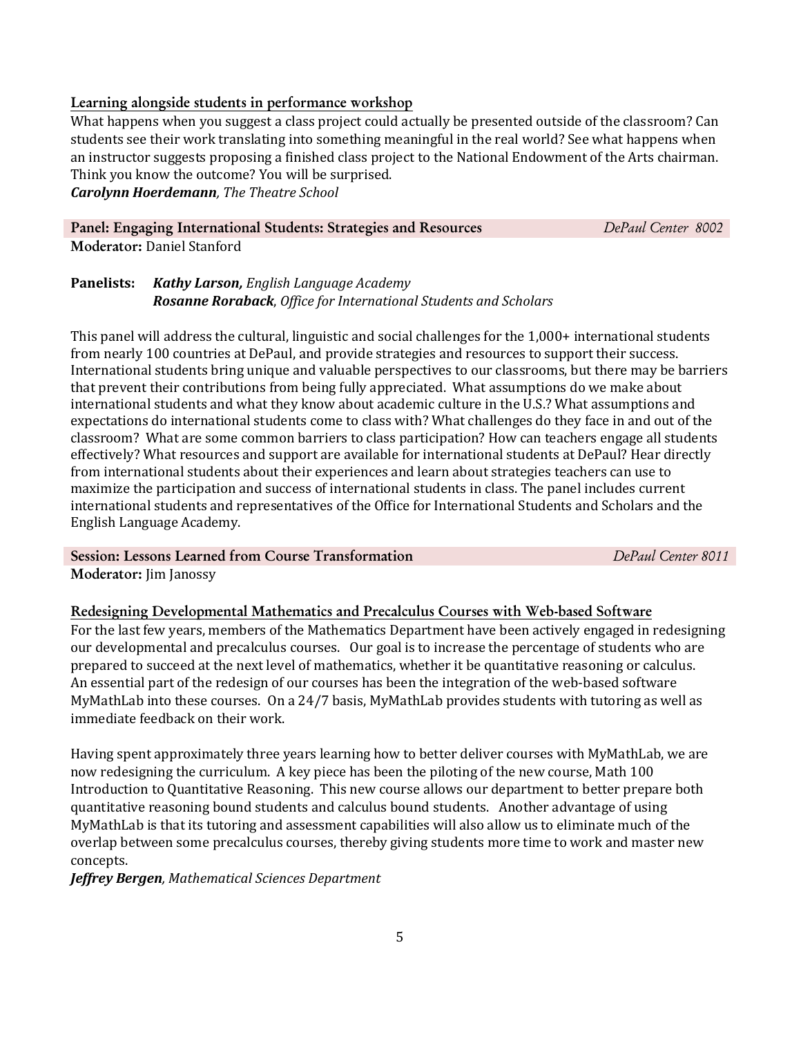<u>**Learning alongside students in performance workshop**</u>

What happens when you suggest a class project could actually be presented outside of the classroom? Can students see their work translating into something meaningful in the real world? See what happens when an instructor suggests proposing a finished class project to the National Endowment of the Arts chairman. Think you know the outcome? You will be surprised.

***Carolynn Hoerdemann****, The Theatre School*

### Panel: Engaging International Students: Strategies and Resources — *DePaul Center 8002*

**Moderator:** Daniel Stanford

**Panelists:** ***Kathy Larson,*** *English Language Academy*
***Rosanne Roraback****, Office for International Students and Scholars*

This panel will address the cultural, linguistic and social challenges for the 1,000+ international students from nearly 100 countries at DePaul, and provide strategies and resources to support their success. International students bring unique and valuable perspectives to our classrooms, but there may be barriers that prevent their contributions from being fully appreciated. What assumptions do we make about international students and what they know about academic culture in the U.S.? What assumptions and expectations do international students come to class with? What challenges do they face in and out of the classroom? What are some common barriers to class participation? How can teachers engage all students effectively? What resources and support are available for international students at DePaul? Hear directly from international students about their experiences and learn about strategies teachers can use to maximize the participation and success of international students in class. The panel includes current international students and representatives of the Office for International Students and Scholars and the English Language Academy.

### Session: Lessons Learned from Course Transformation — *DePaul Center 8011*

**Moderator:** Jim Janossy

<u>**Redesigning Developmental Mathematics and Precalculus Courses with Web-based Software**</u>

For the last few years, members of the Mathematics Department have been actively engaged in redesigning our developmental and precalculus courses. Our goal is to increase the percentage of students who are prepared to succeed at the next level of mathematics, whether it be quantitative reasoning or calculus. An essential part of the redesign of our courses has been the integration of the web-based software MyMathLab into these courses. On a 24/7 basis, MyMathLab provides students with tutoring as well as immediate feedback on their work.

Having spent approximately three years learning how to better deliver courses with MyMathLab, we are now redesigning the curriculum. A key piece has been the piloting of the new course, Math 100 Introduction to Quantitative Reasoning. This new course allows our department to better prepare both quantitative reasoning bound students and calculus bound students. Another advantage of using MyMathLab is that its tutoring and assessment capabilities will also allow us to eliminate much of the overlap between some precalculus courses, thereby giving students more time to work and master new concepts.

***Jeffrey Bergen****, Mathematical Sciences Department*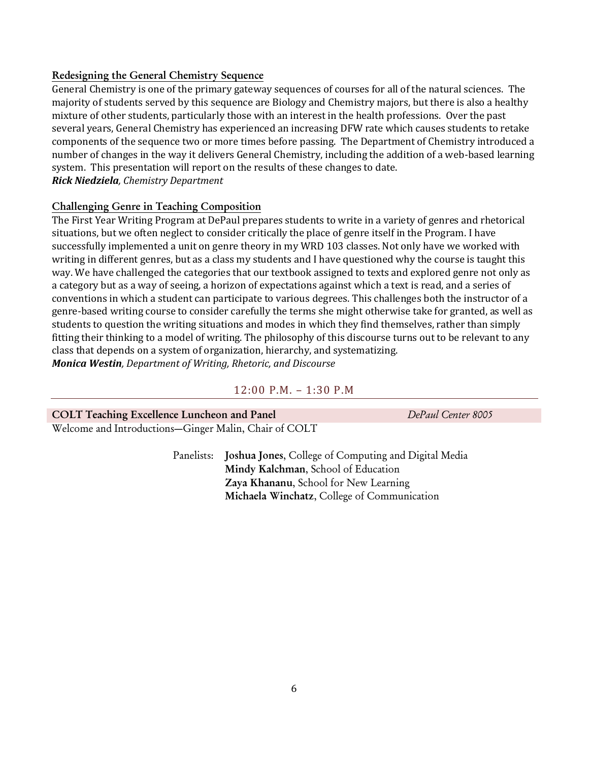### Redesigning the General Chemistry Sequence

General Chemistry is one of the primary gateway sequences of courses for all of the natural sciences. The majority of students served by this sequence are Biology and Chemistry majors, but there is also a healthy mixture of other students, particularly those with an interest in the health professions. Over the past several years, General Chemistry has experienced an increasing DFW rate which causes students to retake components of the sequence two or more times before passing. The Department of Chemistry introduced a number of changes in the way it delivers General Chemistry, including the addition of a web-based learning system. This presentation will report on the results of these changes to date.

***Rick Niedziela**, Chemistry Department*

### Challenging Genre in Teaching Composition

The First Year Writing Program at DePaul prepares students to write in a variety of genres and rhetorical situations, but we often neglect to consider critically the place of genre itself in the Program. I have successfully implemented a unit on genre theory in my WRD 103 classes. Not only have we worked with writing in different genres, but as a class my students and I have questioned why the course is taught this way. We have challenged the categories that our textbook assigned to texts and explored genre not only as a category but as a way of seeing, a horizon of expectations against which a text is read, and a series of conventions in which a student can participate to various degrees. This challenges both the instructor of a genre-based writing course to consider carefully the terms she might otherwise take for granted, as well as students to question the writing situations and modes in which they find themselves, rather than simply fitting their thinking to a model of writing. The philosophy of this discourse turns out to be relevant to any class that depends on a system of organization, hierarchy, and systematizing.

***Monica Westin**, Department of Writing, Rhetoric, and Discourse*

## 12:00 P.M. – 1:30 P.M

**COLT Teaching Excellence Luncheon and Panel** — *DePaul Center 8005*

Welcome and Introductions—Ginger Malin, Chair of COLT

Panelists:
- **Joshua Jones**, College of Computing and Digital Media
- **Mindy Kalchman**, School of Education
- **Zaya Khananu**, School for New Learning
- **Michaela Winchatz**, College of Communication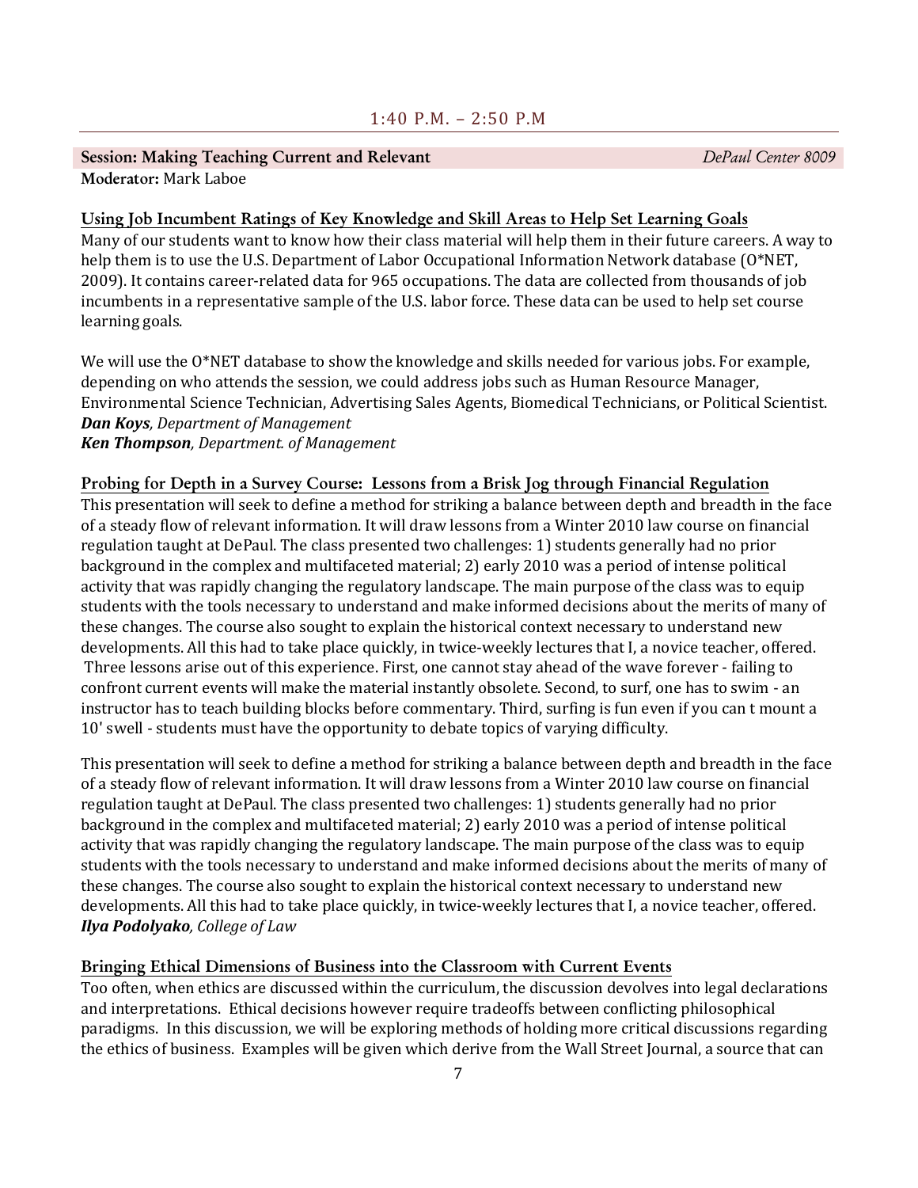## 1:40 P.M. – 2:50 P.M

**Session: Making Teaching Current and Relevant** *DePaul Center 8009*

**Moderator:** Mark Laboe

### Using Job Incumbent Ratings of Key Knowledge and Skill Areas to Help Set Learning Goals

Many of our students want to know how their class material will help them in their future careers. A way to help them is to use the U.S. Department of Labor Occupational Information Network database (O*NET, 2009). It contains career-related data for 965 occupations. The data are collected from thousands of job incumbents in a representative sample of the U.S. labor force. These data can be used to help set course learning goals.

We will use the O*NET database to show the knowledge and skills needed for various jobs. For example, depending on who attends the session, we could address jobs such as Human Resource Manager, Environmental Science Technician, Advertising Sales Agents, Biomedical Technicians, or Political Scientist.

***Dan Koys**, Department of Management*
***Ken Thompson**, Department. of Management*

### Probing for Depth in a Survey Course: Lessons from a Brisk Jog through Financial Regulation

This presentation will seek to define a method for striking a balance between depth and breadth in the face of a steady flow of relevant information. It will draw lessons from a Winter 2010 law course on financial regulation taught at DePaul. The class presented two challenges: 1) students generally had no prior background in the complex and multifaceted material; 2) early 2010 was a period of intense political activity that was rapidly changing the regulatory landscape. The main purpose of the class was to equip students with the tools necessary to understand and make informed decisions about the merits of many of these changes. The course also sought to explain the historical context necessary to understand new developments. All this had to take place quickly, in twice-weekly lectures that I, a novice teacher, offered. Three lessons arise out of this experience. First, one cannot stay ahead of the wave forever - failing to confront current events will make the material instantly obsolete. Second, to surf, one has to swim - an instructor has to teach building blocks before commentary. Third, surfing is fun even if you can t mount a 10' swell - students must have the opportunity to debate topics of varying difficulty.

This presentation will seek to define a method for striking a balance between depth and breadth in the face of a steady flow of relevant information. It will draw lessons from a Winter 2010 law course on financial regulation taught at DePaul. The class presented two challenges: 1) students generally had no prior background in the complex and multifaceted material; 2) early 2010 was a period of intense political activity that was rapidly changing the regulatory landscape. The main purpose of the class was to equip students with the tools necessary to understand and make informed decisions about the merits of many of these changes. The course also sought to explain the historical context necessary to understand new developments. All this had to take place quickly, in twice-weekly lectures that I, a novice teacher, offered.

***Ilya Podolyako**, College of Law*

### Bringing Ethical Dimensions of Business into the Classroom with Current Events

Too often, when ethics are discussed within the curriculum, the discussion devolves into legal declarations and interpretations. Ethical decisions however require tradeoffs between conflicting philosophical paradigms. In this discussion, we will be exploring methods of holding more critical discussions regarding the ethics of business. Examples will be given which derive from the Wall Street Journal, a source that can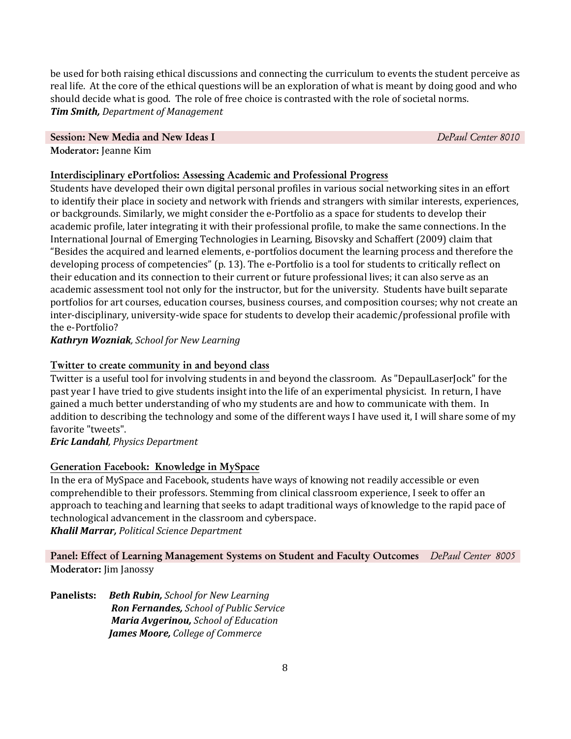be used for both raising ethical discussions and connecting the curriculum to events the student perceive as real life. At the core of the ethical questions will be an exploration of what is meant by doing good and who should decide what is good. The role of free choice is contrasted with the role of societal norms.
***Tim Smith,*** *Department of Management*

## Session: New Media and New Ideas I — *DePaul Center 8010*

**Moderator:** Jeanne Kim

### Interdisciplinary ePortfolios: Assessing Academic and Professional Progress

Students have developed their own digital personal profiles in various social networking sites in an effort to identify their place in society and network with friends and strangers with similar interests, experiences, or backgrounds. Similarly, we might consider the e-Portfolio as a space for students to develop their academic profile, later integrating it with their professional profile, to make the same connections. In the International Journal of Emerging Technologies in Learning, Bisovsky and Schaffert (2009) claim that "Besides the acquired and learned elements, e-portfolios document the learning process and therefore the developing process of competencies" (p. 13). The e-Portfolio is a tool for students to critically reflect on their education and its connection to their current or future professional lives; it can also serve as an academic assessment tool not only for the instructor, but for the university. Students have built separate portfolios for art courses, education courses, business courses, and composition courses; why not create an inter-disciplinary, university-wide space for students to develop their academic/professional profile with the e-Portfolio?
***Kathryn Wozniak***, *School for New Learning*

### Twitter to create community in and beyond class

Twitter is a useful tool for involving students in and beyond the classroom. As "DepaulLaserJock" for the past year I have tried to give students insight into the life of an experimental physicist. In return, I have gained a much better understanding of who my students are and how to communicate with them. In addition to describing the technology and some of the different ways I have used it, I will share some of my favorite "tweets".
***Eric Landahl***, *Physics Department*

### Generation Facebook: Knowledge in MySpace

In the era of MySpace and Facebook, students have ways of knowing not readily accessible or even comprehendible to their professors. Stemming from clinical classroom experience, I seek to offer an approach to teaching and learning that seeks to adapt traditional ways of knowledge to the rapid pace of technological advancement in the classroom and cyberspace.
***Khalil Marrar,*** *Political Science Department*

## Panel: Effect of Learning Management Systems on Student and Faculty Outcomes — *DePaul Center 8005*

**Moderator:** Jim Janossy

**Panelists:**
***Beth Rubin,*** *School for New Learning*
***Ron Fernandes,*** *School of Public Service*
***Maria Avgerinou,*** *School of Education*
***James Moore,*** *College of Commerce*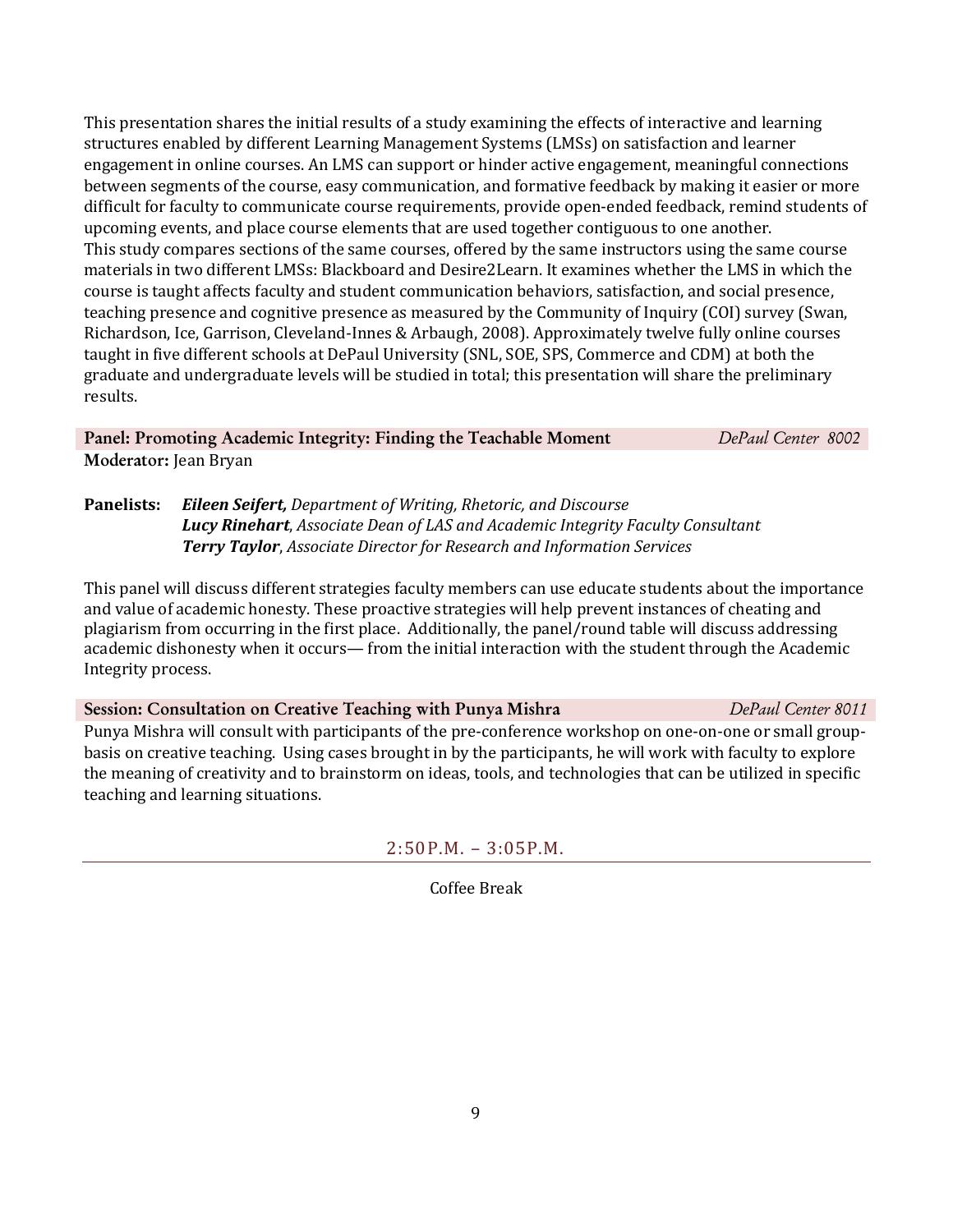This presentation shares the initial results of a study examining the effects of interactive and learning structures enabled by different Learning Management Systems (LMSs) on satisfaction and learner engagement in online courses. An LMS can support or hinder active engagement, meaningful connections between segments of the course, easy communication, and formative feedback by making it easier or more difficult for faculty to communicate course requirements, provide open-ended feedback, remind students of upcoming events, and place course elements that are used together contiguous to one another.
This study compares sections of the same courses, offered by the same instructors using the same course materials in two different LMSs: Blackboard and Desire2Learn. It examines whether the LMS in which the course is taught affects faculty and student communication behaviors, satisfaction, and social presence, teaching presence and cognitive presence as measured by the Community of Inquiry (COI) survey (Swan, Richardson, Ice, Garrison, Cleveland-Innes & Arbaugh, 2008). Approximately twelve fully online courses taught in five different schools at DePaul University (SNL, SOE, SPS, Commerce and CDM) at both the graduate and undergraduate levels will be studied in total; this presentation will share the preliminary results.

**Panel: Promoting Academic Integrity: Finding the Teachable Moment** — *DePaul Center 8002*

**Moderator:** Jean Bryan

**Panelists:**
***Eileen Seifert,*** *Department of Writing, Rhetoric, and Discourse*
***Lucy Rinehart***, *Associate Dean of LAS and Academic Integrity Faculty Consultant*
***Terry Taylor***, *Associate Director for Research and Information Services*

This panel will discuss different strategies faculty members can use educate students about the importance and value of academic honesty. These proactive strategies will help prevent instances of cheating and plagiarism from occurring in the first place. Additionally, the panel/round table will discuss addressing academic dishonesty when it occurs— from the initial interaction with the student through the Academic Integrity process.

**Session: Consultation on Creative Teaching with Punya Mishra** — *DePaul Center 8011*

Punya Mishra will consult with participants of the pre-conference workshop on one-on-one or small group-basis on creative teaching. Using cases brought in by the participants, he will work with faculty to explore the meaning of creativity and to brainstorm on ideas, tools, and technologies that can be utilized in specific teaching and learning situations.

## 2:50P.M. – 3:05P.M.

Coffee Break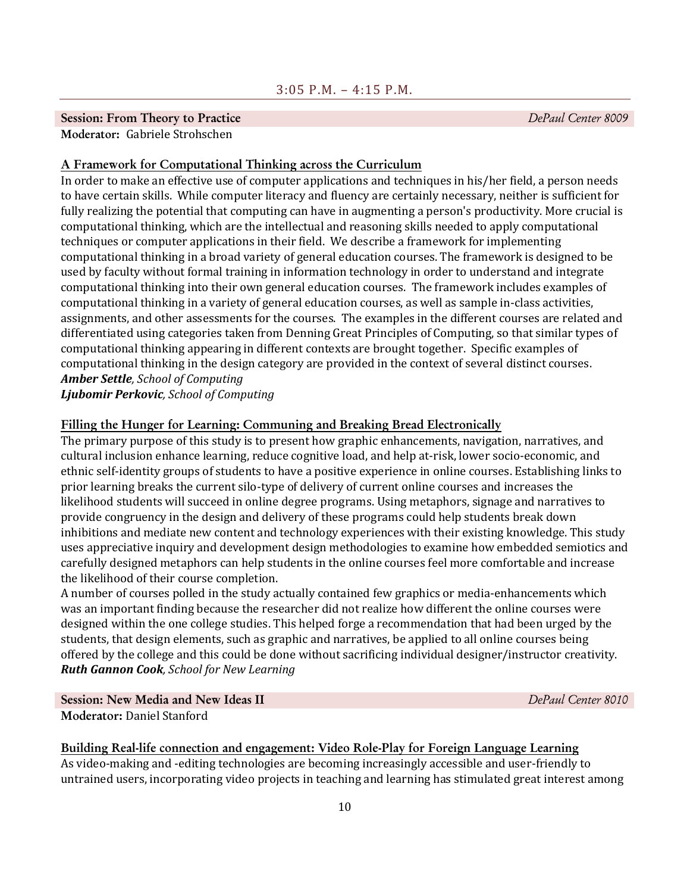## 3:05 P.M. – 4:15 P.M.

**Session: From Theory to Practice** *DePaul Center 8009*
**Moderator:** Gabriele Strohschen

### A Framework for Computational Thinking across the Curriculum

In order to make an effective use of computer applications and techniques in his/her field, a person needs to have certain skills. While computer literacy and fluency are certainly necessary, neither is sufficient for fully realizing the potential that computing can have in augmenting a person's productivity. More crucial is computational thinking, which are the intellectual and reasoning skills needed to apply computational techniques or computer applications in their field. We describe a framework for implementing computational thinking in a broad variety of general education courses. The framework is designed to be used by faculty without formal training in information technology in order to understand and integrate computational thinking into their own general education courses. The framework includes examples of computational thinking in a variety of general education courses, as well as sample in-class activities, assignments, and other assessments for the courses. The examples in the different courses are related and differentiated using categories taken from Denning Great Principles of Computing, so that similar types of computational thinking appearing in different contexts are brought together. Specific examples of computational thinking in the design category are provided in the context of several distinct courses.
***Amber Settle**, School of Computing*
***Ljubomir Perkovic**, School of Computing*

### Filling the Hunger for Learning: Communing and Breaking Bread Electronically

The primary purpose of this study is to present how graphic enhancements, navigation, narratives, and cultural inclusion enhance learning, reduce cognitive load, and help at-risk, lower socio-economic, and ethnic self-identity groups of students to have a positive experience in online courses. Establishing links to prior learning breaks the current silo-type of delivery of current online courses and increases the likelihood students will succeed in online degree programs. Using metaphors, signage and narratives to provide congruency in the design and delivery of these programs could help students break down inhibitions and mediate new content and technology experiences with their existing knowledge. This study uses appreciative inquiry and development design methodologies to examine how embedded semiotics and carefully designed metaphors can help students in the online courses feel more comfortable and increase the likelihood of their course completion.
A number of courses polled in the study actually contained few graphics or media-enhancements which was an important finding because the researcher did not realize how different the online courses were designed within the one college studies. This helped forge a recommendation that had been urged by the students, that design elements, such as graphic and narratives, be applied to all online courses being offered by the college and this could be done without sacrificing individual designer/instructor creativity.
***Ruth Gannon Cook**, School for New Learning*

**Session: New Media and New Ideas II** *DePaul Center 8010*
**Moderator:** Daniel Stanford

### Building Real-life connection and engagement: Video Role-Play for Foreign Language Learning

As video-making and -editing technologies are becoming increasingly accessible and user-friendly to untrained users, incorporating video projects in teaching and learning has stimulated great interest among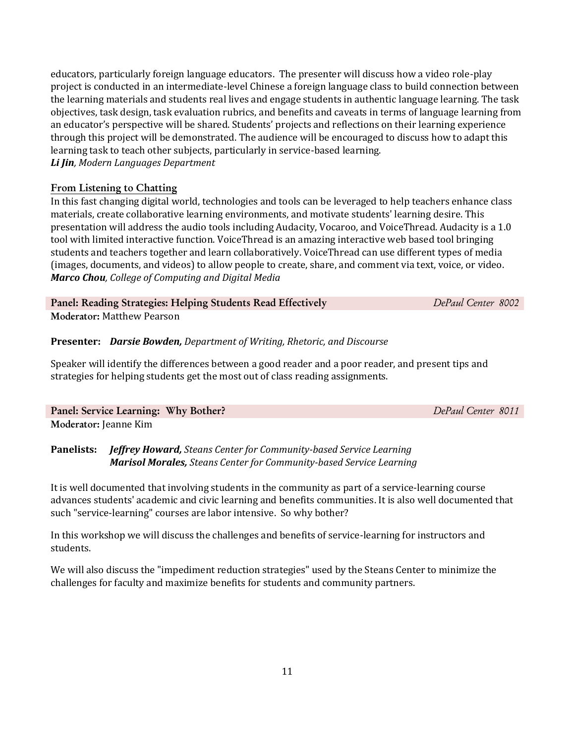educators, particularly foreign language educators. The presenter will discuss how a video role-play project is conducted in an intermediate-level Chinese a foreign language class to build connection between the learning materials and students real lives and engage students in authentic language learning. The task objectives, task design, task evaluation rubrics, and benefits and caveats in terms of language learning from an educator's perspective will be shared. Students' projects and reflections on their learning experience through this project will be demonstrated. The audience will be encouraged to discuss how to adapt this learning task to teach other subjects, particularly in service-based learning.
***Li Jin****, Modern Languages Department*

### From Listening to Chatting

In this fast changing digital world, technologies and tools can be leveraged to help teachers enhance class materials, create collaborative learning environments, and motivate students' learning desire. This presentation will address the audio tools including Audacity, Vocaroo, and VoiceThread. Audacity is a 1.0 tool with limited interactive function. VoiceThread is an amazing interactive web based tool bringing students and teachers together and learn collaboratively. VoiceThread can use different types of media (images, documents, and videos) to allow people to create, share, and comment via text, voice, or video.
***Marco Chou****, College of Computing and Digital Media*

## Panel: Reading Strategies: Helping Students Read Effectively — *DePaul Center 8002*

**Moderator:** Matthew Pearson

**Presenter:** ***Darsie Bowden,*** *Department of Writing, Rhetoric, and Discourse*

Speaker will identify the differences between a good reader and a poor reader, and present tips and strategies for helping students get the most out of class reading assignments.

## Panel: Service Learning: Why Bother? — *DePaul Center 8011*

**Moderator:** Jeanne Kim

**Panelists:** ***Jeffrey Howard,*** *Steans Center for Community-based Service Learning*
***Marisol Morales,*** *Steans Center for Community-based Service Learning*

It is well documented that involving students in the community as part of a service-learning course advances students' academic and civic learning and benefits communities. It is also well documented that such "service-learning" courses are labor intensive. So why bother?

In this workshop we will discuss the challenges and benefits of service-learning for instructors and students.

We will also discuss the "impediment reduction strategies" used by the Steans Center to minimize the challenges for faculty and maximize benefits for students and community partners.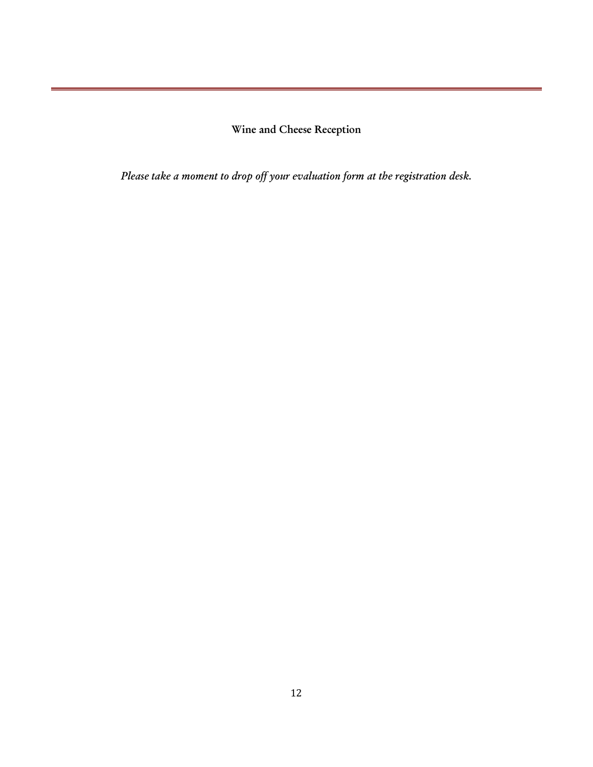**Wine and Cheese Reception**

*Please take a moment to drop off your evaluation form at the registration desk.*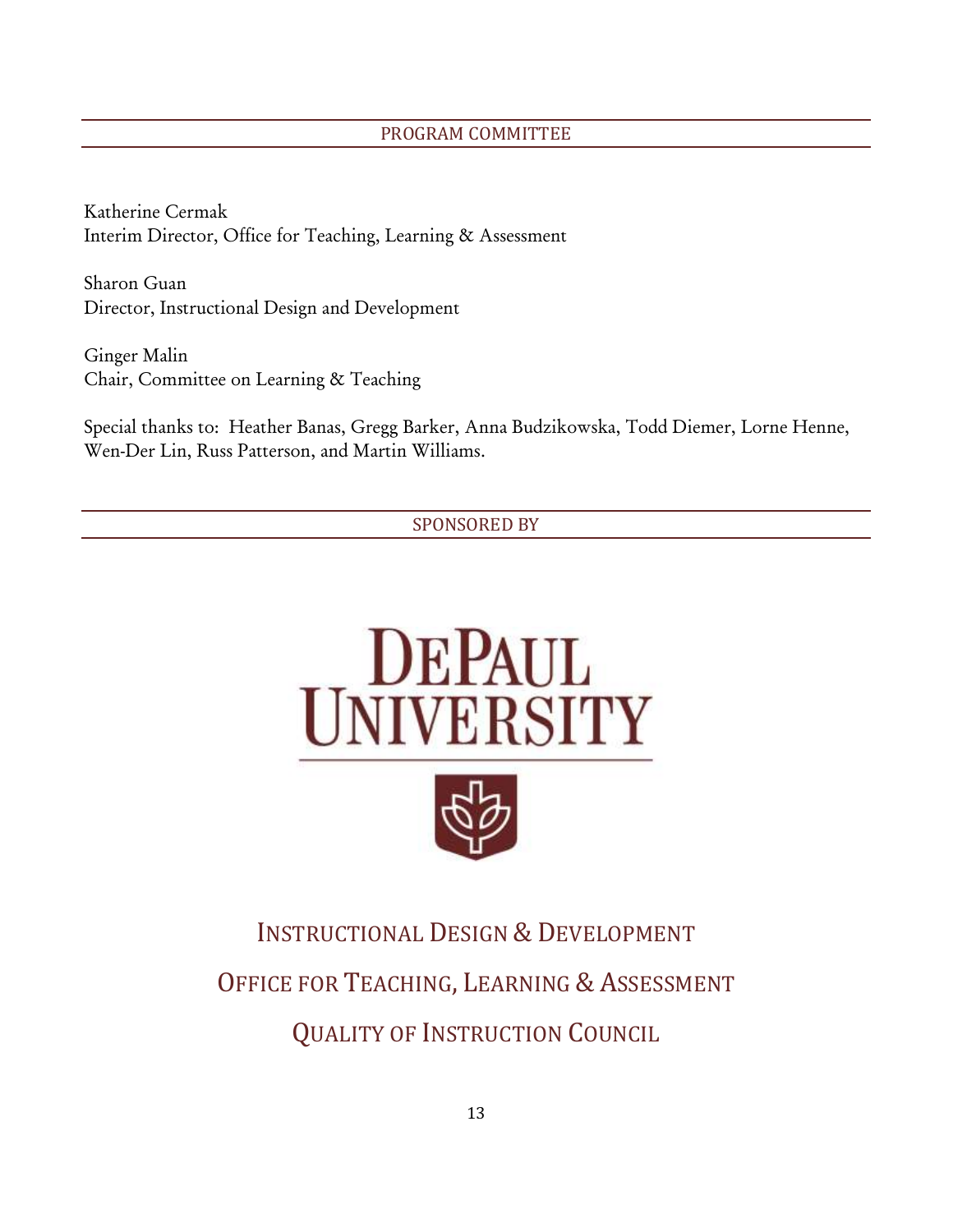## PROGRAM COMMITTEE

Katherine Cermak
Interim Director, Office for Teaching, Learning & Assessment

Sharon Guan
Director, Instructional Design and Development

Ginger Malin
Chair, Committee on Learning & Teaching

Special thanks to: Heather Banas, Gregg Barker, Anna Budzikowska, Todd Diemer, Lorne Henne, Wen-Der Lin, Russ Patterson, and Martin Williams.

## SPONSORED BY

DEPAUL UNIVERSITY

INSTRUCTIONAL DESIGN & DEVELOPMENT

OFFICE FOR TEACHING, LEARNING & ASSESSMENT

QUALITY OF INSTRUCTION COUNCIL